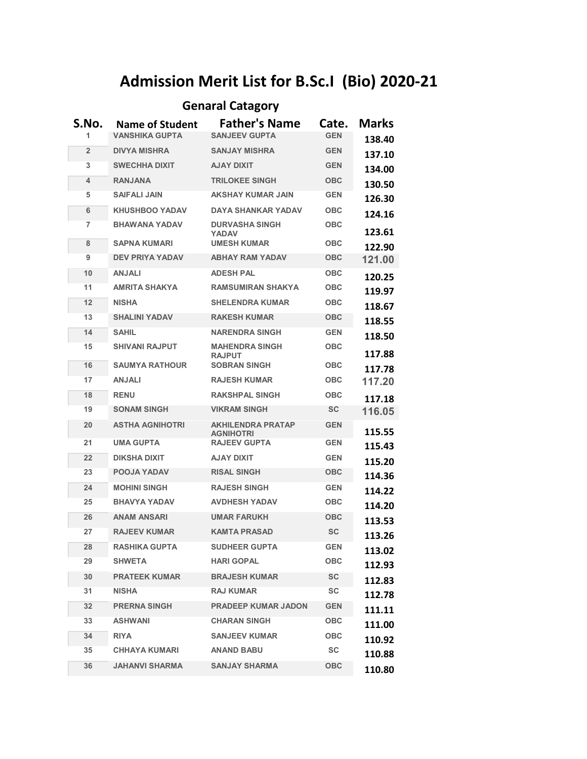# Admission Merit List for B.Sc.I (Bio) 2020-21

## Genaral Catagory

| S.No. | Name of Student | Father's Name | Cate. | Marks |
|---|---|---|---|---|
| 1 | VANSHIKA GUPTA | SANJEEV GUPTA | GEN | 138.40 |
| 2 | DIVYA MISHRA | SANJAY MISHRA | GEN | 137.10 |
| 3 | SWECHHA DIXIT | AJAY DIXIT | GEN | 134.00 |
| 4 | RANJANA | TRILOKEE SINGH | OBC | 130.50 |
| 5 | SAIFALI JAIN | AKSHAY KUMAR JAIN | GEN | 126.30 |
| 6 | KHUSHBOO YADAV | DAYA SHANKAR YADAV | OBC | 124.16 |
| 7 | BHAWANA YADAV | DURVASHA SINGH YADAV | OBC | 123.61 |
| 8 | SAPNA KUMARI | UMESH KUMAR | OBC | 122.90 |
| 9 | DEV PRIYA YADAV | ABHAY RAM YADAV | OBC | 121.00 |
| 10 | ANJALI | ADESH PAL | OBC | 120.25 |
| 11 | AMRITA SHAKYA | RAMSUMIRAN SHAKYA | OBC | 119.97 |
| 12 | NISHA | SHELENDRA KUMAR | OBC | 118.67 |
| 13 | SHALINI YADAV | RAKESH KUMAR | OBC | 118.55 |
| 14 | SAHIL | NARENDRA SINGH | GEN | 118.50 |
| 15 | SHIVANI RAJPUT | MAHENDRA SINGH RAJPUT | OBC | 117.88 |
| 16 | SAUMYA RATHOUR | SOBRAN SINGH | OBC | 117.78 |
| 17 | ANJALI | RAJESH KUMAR | OBC | 117.20 |
| 18 | RENU | RAKSHPAL SINGH | OBC | 117.18 |
| 19 | SONAM SINGH | VIKRAM SINGH | SC | 116.05 |
| 20 | ASTHA AGNIHOTRI | AKHILENDRA PRATAP AGNIHOTRI | GEN | 115.55 |
| 21 | UMA GUPTA | RAJEEV GUPTA | GEN | 115.43 |
| 22 | DIKSHA DIXIT | AJAY DIXIT | GEN | 115.20 |
| 23 | POOJA YADAV | RISAL SINGH | OBC | 114.36 |
| 24 | MOHINI SINGH | RAJESH SINGH | GEN | 114.22 |
| 25 | BHAVYA YADAV | AVDHESH YADAV | OBC | 114.20 |
| 26 | ANAM ANSARI | UMAR FARUKH | OBC | 113.53 |
| 27 | RAJEEV KUMAR | KAMTA PRASAD | SC | 113.26 |
| 28 | RASHIKA GUPTA | SUDHEER GUPTA | GEN | 113.02 |
| 29 | SHWETA | HARI GOPAL | OBC | 112.93 |
| 30 | PRATEEK KUMAR | BRAJESH KUMAR | SC | 112.83 |
| 31 | NISHA | RAJ KUMAR | SC | 112.78 |
| 32 | PRERNA SINGH | PRADEEP KUMAR JADON | GEN | 111.11 |
| 33 | ASHWANI | CHARAN SINGH | OBC | 111.00 |
| 34 | RIYA | SANJEEV KUMAR | OBC | 110.92 |
| 35 | CHHAYA KUMARI | ANAND BABU | SC | 110.88 |
| 36 | JAHANVI SHARMA | SANJAY SHARMA | OBC | 110.80 |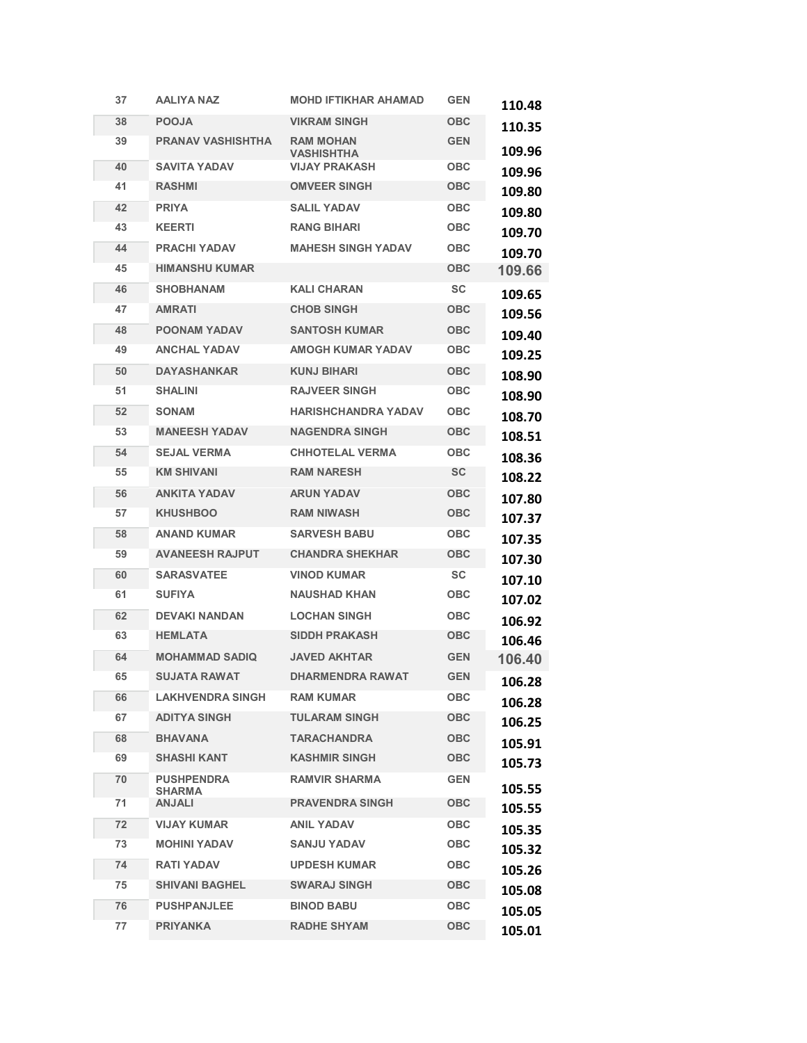| | | | | |
|---|---|---|---|---|
| 37 | AALIYA NAZ | MOHD IFTIKHAR AHAMAD | GEN | 110.48 |
| 38 | POOJA | VIKRAM SINGH | OBC | 110.35 |
| 39 | PRANAV VASHISHTHA | RAM MOHAN VASHISHTHA | GEN | 109.96 |
| 40 | SAVITA YADAV | VIJAY PRAKASH | OBC | 109.96 |
| 41 | RASHMI | OMVEER SINGH | OBC | 109.80 |
| 42 | PRIYA | SALIL YADAV | OBC | 109.80 |
| 43 | KEERTI | RANG BIHARI | OBC | 109.70 |
| 44 | PRACHI YADAV | MAHESH SINGH YADAV | OBC | 109.70 |
| 45 | HIMANSHU KUMAR | | OBC | 109.66 |
| 46 | SHOBHANAM | KALI CHARAN | SC | 109.65 |
| 47 | AMRATI | CHOB SINGH | OBC | 109.56 |
| 48 | POONAM YADAV | SANTOSH KUMAR | OBC | 109.40 |
| 49 | ANCHAL YADAV | AMOGH KUMAR YADAV | OBC | 109.25 |
| 50 | DAYASHANKAR | KUNJ BIHARI | OBC | 108.90 |
| 51 | SHALINI | RAJVEER SINGH | OBC | 108.90 |
| 52 | SONAM | HARISHCHANDRA YADAV | OBC | 108.70 |
| 53 | MANEESH YADAV | NAGENDRA SINGH | OBC | 108.51 |
| 54 | SEJAL VERMA | CHHOTELAL VERMA | OBC | 108.36 |
| 55 | KM SHIVANI | RAM NARESH | SC | 108.22 |
| 56 | ANKITA YADAV | ARUN YADAV | OBC | 107.80 |
| 57 | KHUSHBOO | RAM NIWASH | OBC | 107.37 |
| 58 | ANAND KUMAR | SARVESH BABU | OBC | 107.35 |
| 59 | AVANEESH RAJPUT | CHANDRA SHEKHAR | OBC | 107.30 |
| 60 | SARASVATEE | VINOD KUMAR | SC | 107.10 |
| 61 | SUFIYA | NAUSHAD KHAN | OBC | 107.02 |
| 62 | DEVAKI NANDAN | LOCHAN SINGH | OBC | 106.92 |
| 63 | HEMLATA | SIDDH PRAKASH | OBC | 106.46 |
| 64 | MOHAMMAD SADIQ | JAVED AKHTAR | GEN | 106.40 |
| 65 | SUJATA RAWAT | DHARMENDRA RAWAT | GEN | 106.28 |
| 66 | LAKHVENDRA SINGH | RAM KUMAR | OBC | 106.28 |
| 67 | ADITYA SINGH | TULARAM SINGH | OBC | 106.25 |
| 68 | BHAVANA | TARACHANDRA | OBC | 105.91 |
| 69 | SHASHI KANT | KASHMIR SINGH | OBC | 105.73 |
| 70 | PUSHPENDRA SHARMA | RAMVIR SHARMA | GEN | 105.55 |
| 71 | ANJALI | PRAVENDRA SINGH | OBC | 105.55 |
| 72 | VIJAY KUMAR | ANIL YADAV | OBC | 105.35 |
| 73 | MOHINI YADAV | SANJU YADAV | OBC | 105.32 |
| 74 | RATI YADAV | UPDESH KUMAR | OBC | 105.26 |
| 75 | SHIVANI BAGHEL | SWARAJ SINGH | OBC | 105.08 |
| 76 | PUSHPANJLEE | BINOD BABU | OBC | 105.05 |
| 77 | PRIYANKA | RADHE SHYAM | OBC | 105.01 |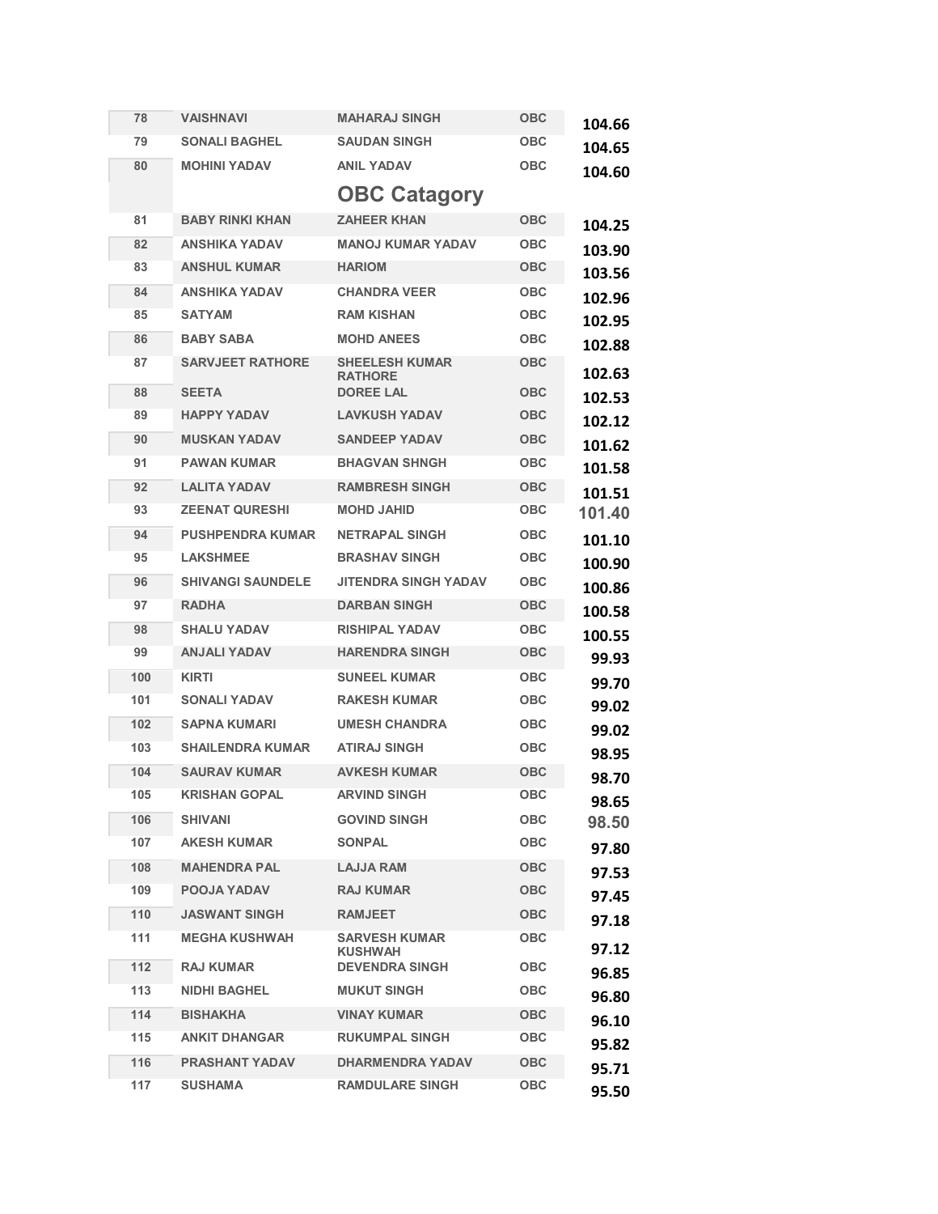| | | | | |
|---|---|---|---|---|
| 78 | VAISHNAVI | MAHARAJ SINGH | OBC | 104.66 |
| 79 | SONALI BAGHEL | SAUDAN SINGH | OBC | 104.65 |
| 80 | MOHINI YADAV | ANIL YADAV | OBC | 104.60 |

## OBC Catagory

| | | | | |
|---|---|---|---|---|
| 81 | BABY RINKI KHAN | ZAHEER KHAN | OBC | 104.25 |
| 82 | ANSHIKA YADAV | MANOJ KUMAR YADAV | OBC | 103.90 |
| 83 | ANSHUL KUMAR | HARIOM | OBC | 103.56 |
| 84 | ANSHIKA YADAV | CHANDRA VEER | OBC | 102.96 |
| 85 | SATYAM | RAM KISHAN | OBC | 102.95 |
| 86 | BABY SABA | MOHD ANEES | OBC | 102.88 |
| 87 | SARVJEET RATHORE | SHEELESH KUMAR RATHORE | OBC | 102.63 |
| 88 | SEETA | DOREE LAL | OBC | 102.53 |
| 89 | HAPPY YADAV | LAVKUSH YADAV | OBC | 102.12 |
| 90 | MUSKAN YADAV | SANDEEP YADAV | OBC | 101.62 |
| 91 | PAWAN KUMAR | BHAGVAN SHNGH | OBC | 101.58 |
| 92 | LALITA YADAV | RAMBRESH SINGH | OBC | 101.51 |
| 93 | ZEENAT QURESHI | MOHD JAHID | OBC | 101.40 |
| 94 | PUSHPENDRA KUMAR | NETRAPAL SINGH | OBC | 101.10 |
| 95 | LAKSHMEE | BRASHAV SINGH | OBC | 100.90 |
| 96 | SHIVANGI SAUNDELE | JITENDRA SINGH YADAV | OBC | 100.86 |
| 97 | RADHA | DARBAN SINGH | OBC | 100.58 |
| 98 | SHALU YADAV | RISHIPAL YADAV | OBC | 100.55 |
| 99 | ANJALI YADAV | HARENDRA SINGH | OBC | 99.93 |
| 100 | KIRTI | SUNEEL KUMAR | OBC | 99.70 |
| 101 | SONALI YADAV | RAKESH KUMAR | OBC | 99.02 |
| 102 | SAPNA KUMARI | UMESH CHANDRA | OBC | 99.02 |
| 103 | SHAILENDRA KUMAR | ATIRAJ SINGH | OBC | 98.95 |
| 104 | SAURAV KUMAR | AVKESH KUMAR | OBC | 98.70 |
| 105 | KRISHAN GOPAL | ARVIND SINGH | OBC | 98.65 |
| 106 | SHIVANI | GOVIND SINGH | OBC | 98.50 |
| 107 | AKESH KUMAR | SONPAL | OBC | 97.80 |
| 108 | MAHENDRA PAL | LAJJA RAM | OBC | 97.53 |
| 109 | POOJA YADAV | RAJ KUMAR | OBC | 97.45 |
| 110 | JASWANT SINGH | RAMJEET | OBC | 97.18 |
| 111 | MEGHA KUSHWAH | SARVESH KUMAR KUSHWAH | OBC | 97.12 |
| 112 | RAJ KUMAR | DEVENDRA SINGH | OBC | 96.85 |
| 113 | NIDHI BAGHEL | MUKUT SINGH | OBC | 96.80 |
| 114 | BISHAKHA | VINAY KUMAR | OBC | 96.10 |
| 115 | ANKIT DHANGAR | RUKUMPAL SINGH | OBC | 95.82 |
| 116 | PRASHANT YADAV | DHARMENDRA YADAV | OBC | 95.71 |
| 117 | SUSHAMA | RAMDULARE SINGH | OBC | 95.50 |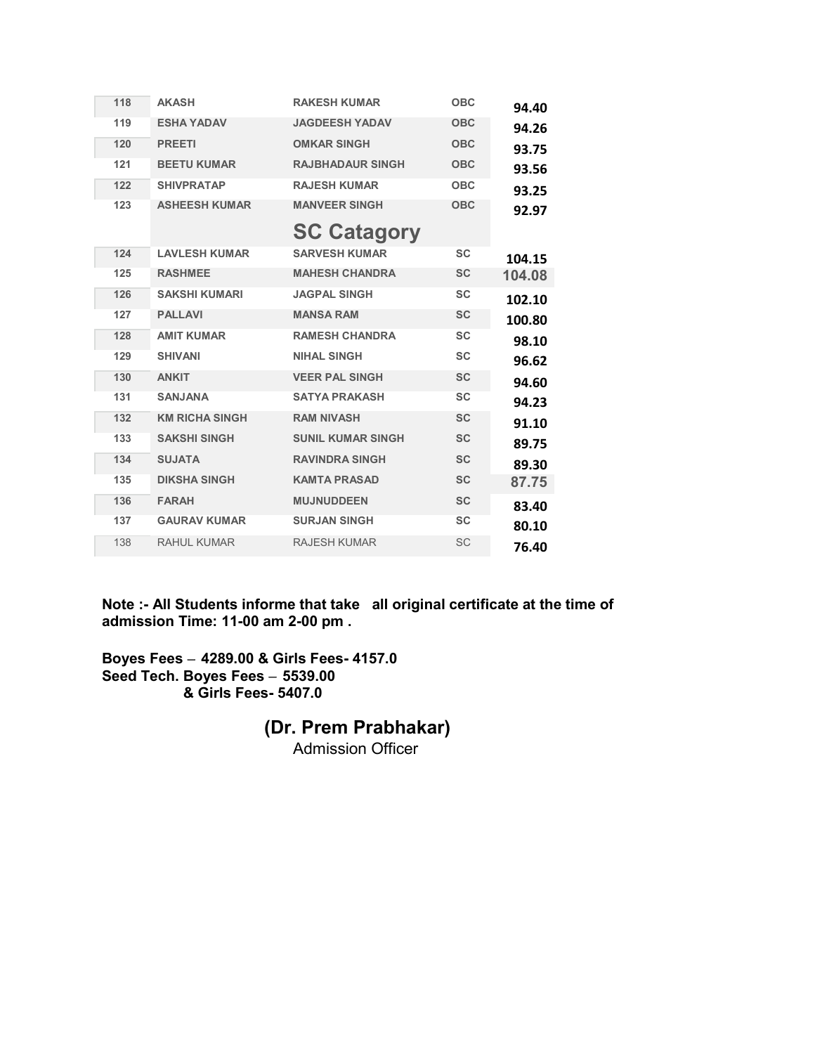| | | | | |
|---|---|---|---|---|
| 118 | AKASH | RAKESH KUMAR | OBC | 94.40 |
| 119 | ESHA YADAV | JAGDEESH YADAV | OBC | 94.26 |
| 120 | PREETI | OMKAR SINGH | OBC | 93.75 |
| 121 | BEETU KUMAR | RAJBHADAUR SINGH | OBC | 93.56 |
| 122 | SHIVPRATAP | RAJESH KUMAR | OBC | 93.25 |
| 123 | ASHEESH KUMAR | MANVEER SINGH | OBC | 92.97 |
| | | **SC Catagory** | | |
| 124 | LAVLESH KUMAR | SARVESH KUMAR | SC | 104.15 |
| 125 | RASHMEE | MAHESH CHANDRA | SC | 104.08 |
| 126 | SAKSHI KUMARI | JAGPAL SINGH | SC | 102.10 |
| 127 | PALLAVI | MANSA RAM | SC | 100.80 |
| 128 | AMIT KUMAR | RAMESH CHANDRA | SC | 98.10 |
| 129 | SHIVANI | NIHAL SINGH | SC | 96.62 |
| 130 | ANKIT | VEER PAL SINGH | SC | 94.60 |
| 131 | SANJANA | SATYA PRAKASH | SC | 94.23 |
| 132 | KM RICHA SINGH | RAM NIVASH | SC | 91.10 |
| 133 | SAKSHI SINGH | SUNIL KUMAR SINGH | SC | 89.75 |
| 134 | SUJATA | RAVINDRA SINGH | SC | 89.30 |
| 135 | DIKSHA SINGH | KAMTA PRASAD | SC | 87.75 |
| 136 | FARAH | MUJNUDDEEN | SC | 83.40 |
| 137 | GAURAV KUMAR | SURJAN SINGH | SC | 80.10 |
| 138 | RAHUL KUMAR | RAJESH KUMAR | SC | 76.40 |

**Note :- All Students informe that take all original certificate at the time of admission Time: 11-00 am 2-00 pm .**

**Boyes Fees – 4289.00 & Girls Fees- 4157.0**
**Seed Tech. Boyes Fees – 5539.00**
**& Girls Fees- 5407.0**

**(Dr. Prem Prabhakar)**
Admission Officer